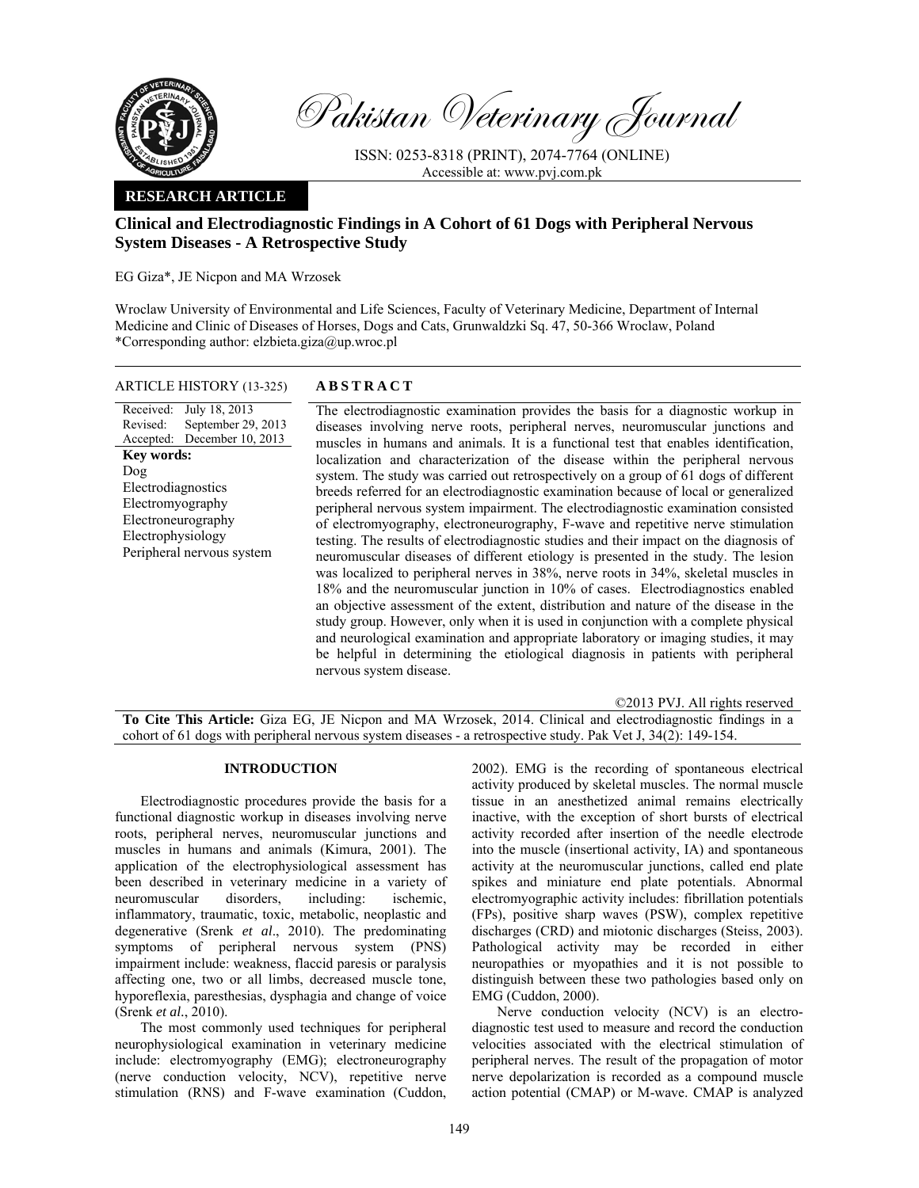Pakistan Veterinary Journal

ISSN: 0253-8318 (PRINT), 2074-7764 (ONLINE)
Accessible at: www.pvj.com.pk

**RESEARCH ARTICLE**

# Clinical and Electrodiagnostic Findings in A Cohort of 61 Dogs with Peripheral Nervous System Diseases - A Retrospective Study

EG Giza*, JE Nicpon and MA Wrzosek

Wroclaw University of Environmental and Life Sciences, Faculty of Veterinary Medicine, Department of Internal Medicine and Clinic of Diseases of Horses, Dogs and Cats, Grunwaldzki Sq. 47, 50-366 Wroclaw, Poland
*Corresponding author: elzbieta.giza@up.wroc.pl

**ARTICLE HISTORY** (13-325)

Received: July 18, 2013
Revised: September 29, 2013
Accepted: December 10, 2013

**Key words:**
Dog
Electrodiagnostics
Electromyography
Electroneurography
Electrophysiology
Peripheral nervous system

## ABSTRACT

The electrodiagnostic examination provides the basis for a diagnostic workup in diseases involving nerve roots, peripheral nerves, neuromuscular junctions and muscles in humans and animals. It is a functional test that enables identification, localization and characterization of the disease within the peripheral nervous system. The study was carried out retrospectively on a group of 61 dogs of different breeds referred for an electrodiagnostic examination because of local or generalized peripheral nervous system impairment. The electrodiagnostic examination consisted of electromyography, electroneurography, F-wave and repetitive nerve stimulation testing. The results of electrodiagnostic studies and their impact on the diagnosis of neuromuscular diseases of different etiology is presented in the study. The lesion was localized to peripheral nerves in 38%, nerve roots in 34%, skeletal muscles in 18% and the neuromuscular junction in 10% of cases. Electrodiagnostics enabled an objective assessment of the extent, distribution and nature of the disease in the study group. However, only when it is used in conjunction with a complete physical and neurological examination and appropriate laboratory or imaging studies, it may be helpful in determining the etiological diagnosis in patients with peripheral nervous system disease.

©2013 PVJ. All rights reserved

**To Cite This Article:** Giza EG, JE Nicpon and MA Wrzosek, 2014. Clinical and electrodiagnostic findings in a cohort of 61 dogs with peripheral nervous system diseases - a retrospective study. Pak Vet J, 34(2): 149-154.

## INTRODUCTION

Electrodiagnostic procedures provide the basis for a functional diagnostic workup in diseases involving nerve roots, peripheral nerves, neuromuscular junctions and muscles in humans and animals (Kimura, 2001). The application of the electrophysiological assessment has been described in veterinary medicine in a variety of neuromuscular disorders, including: ischemic, inflammatory, traumatic, toxic, metabolic, neoplastic and degenerative (Srenk *et al*., 2010). The predominating symptoms of peripheral nervous system (PNS) impairment include: weakness, flaccid paresis or paralysis affecting one, two or all limbs, decreased muscle tone, hyporeflexia, paresthesias, dysphagia and change of voice (Srenk *et al*., 2010).

The most commonly used techniques for peripheral neurophysiological examination in veterinary medicine include: electromyography (EMG); electroneurography (nerve conduction velocity, NCV), repetitive nerve stimulation (RNS) and F-wave examination (Cuddon, 2002). EMG is the recording of spontaneous electrical activity produced by skeletal muscles. The normal muscle tissue in an anesthetized animal remains electrically inactive, with the exception of short bursts of electrical activity recorded after insertion of the needle electrode into the muscle (insertional activity, IA) and spontaneous activity at the neuromuscular junctions, called end plate spikes and miniature end plate potentials. Abnormal electromyographic activity includes: fibrillation potentials (FPs), positive sharp waves (PSW), complex repetitive discharges (CRD) and miotonic discharges (Steiss, 2003). Pathological activity may be recorded in either neuropathies or myopathies and it is not possible to distinguish between these two pathologies based only on EMG (Cuddon, 2000).

Nerve conduction velocity (NCV) is an electrodiagnostic test used to measure and record the conduction velocities associated with the electrical stimulation of peripheral nerves. The result of the propagation of motor nerve depolarization is recorded as a compound muscle action potential (CMAP) or M-wave. CMAP is analyzed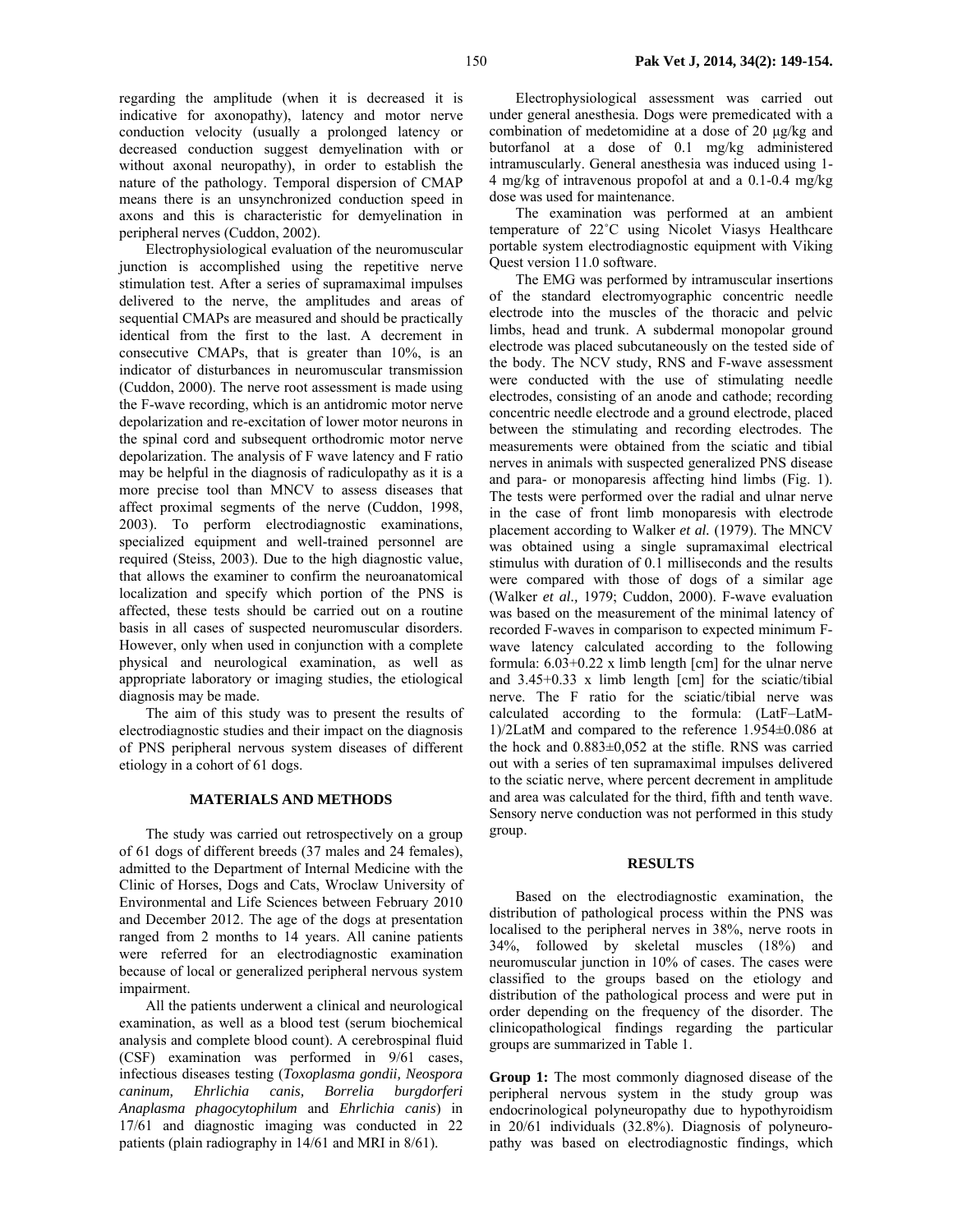regarding the amplitude (when it is decreased it is indicative for axonopathy), latency and motor nerve conduction velocity (usually a prolonged latency or decreased conduction suggest demyelination with or without axonal neuropathy), in order to establish the nature of the pathology. Temporal dispersion of CMAP means there is an unsynchronized conduction speed in axons and this is characteristic for demyelination in peripheral nerves (Cuddon, 2002).

Electrophysiological evaluation of the neuromuscular junction is accomplished using the repetitive nerve stimulation test. After a series of supramaximal impulses delivered to the nerve, the amplitudes and areas of sequential CMAPs are measured and should be practically identical from the first to the last. A decrement in consecutive CMAPs, that is greater than 10%, is an indicator of disturbances in neuromuscular transmission (Cuddon, 2000). The nerve root assessment is made using the F-wave recording, which is an antidromic motor nerve depolarization and re-excitation of lower motor neurons in the spinal cord and subsequent orthodromic motor nerve depolarization. The analysis of F wave latency and F ratio may be helpful in the diagnosis of radiculopathy as it is a more precise tool than MNCV to assess diseases that affect proximal segments of the nerve (Cuddon, 1998, 2003). To perform electrodiagnostic examinations, specialized equipment and well-trained personnel are required (Steiss, 2003). Due to the high diagnostic value, that allows the examiner to confirm the neuroanatomical localization and specify which portion of the PNS is affected, these tests should be carried out on a routine basis in all cases of suspected neuromuscular disorders. However, only when used in conjunction with a complete physical and neurological examination, as well as appropriate laboratory or imaging studies, the etiological diagnosis may be made.

The aim of this study was to present the results of electrodiagnostic studies and their impact on the diagnosis of PNS peripheral nervous system diseases of different etiology in a cohort of 61 dogs.

## MATERIALS AND METHODS

The study was carried out retrospectively on a group of 61 dogs of different breeds (37 males and 24 females), admitted to the Department of Internal Medicine with the Clinic of Horses, Dogs and Cats, Wroclaw University of Environmental and Life Sciences between February 2010 and December 2012. The age of the dogs at presentation ranged from 2 months to 14 years. All canine patients were referred for an electrodiagnostic examination because of local or generalized peripheral nervous system impairment.

All the patients underwent a clinical and neurological examination, as well as a blood test (serum biochemical analysis and complete blood count). A cerebrospinal fluid (CSF) examination was performed in 9/61 cases, infectious diseases testing (*Toxoplasma gondii, Neospora caninum, Ehrlichia canis, Borrelia burgdorferi Anaplasma phagocytophilum* and *Ehrlichia canis*) in 17/61 and diagnostic imaging was conducted in 22 patients (plain radiography in 14/61 and MRI in 8/61).

Electrophysiological assessment was carried out under general anesthesia. Dogs were premedicated with a combination of medetomidine at a dose of 20 µg/kg and butorfanol at a dose of 0.1 mg/kg administered intramuscularly. General anesthesia was induced using 1-4 mg/kg of intravenous propofol at and a 0.1-0.4 mg/kg dose was used for maintenance.

The examination was performed at an ambient temperature of 22˚C using Nicolet Viasys Healthcare portable system electrodiagnostic equipment with Viking Quest version 11.0 software.

The EMG was performed by intramuscular insertions of the standard electromyographic concentric needle electrode into the muscles of the thoracic and pelvic limbs, head and trunk. A subdermal monopolar ground electrode was placed subcutaneously on the tested side of the body. The NCV study, RNS and F-wave assessment were conducted with the use of stimulating needle electrodes, consisting of an anode and cathode; recording concentric needle electrode and a ground electrode, placed between the stimulating and recording electrodes. The measurements were obtained from the sciatic and tibial nerves in animals with suspected generalized PNS disease and para- or monoparesis affecting hind limbs (Fig. 1). The tests were performed over the radial and ulnar nerve in the case of front limb monoparesis with electrode placement according to Walker *et al.* (1979). The MNCV was obtained using a single supramaximal electrical stimulus with duration of 0.1 milliseconds and the results were compared with those of dogs of a similar age (Walker *et al.,* 1979; Cuddon, 2000). F-wave evaluation was based on the measurement of the minimal latency of recorded F-waves in comparison to expected minimum F-wave latency calculated according to the following formula: $6.03+0.22 \times$ limb length [cm] for the ulnar nerve and $3.45+0.33 \times$ limb length [cm] for the sciatic/tibial nerve. The F ratio for the sciatic/tibial nerve was calculated according to the formula: (LatF–LatM-1)/2LatM and compared to the reference 1.954±0.086 at the hock and 0.883±0,052 at the stifle. RNS was carried out with a series of ten supramaximal impulses delivered to the sciatic nerve, where percent decrement in amplitude and area was calculated for the third, fifth and tenth wave. Sensory nerve conduction was not performed in this study group.

## RESULTS

Based on the electrodiagnostic examination, the distribution of pathological process within the PNS was localised to the peripheral nerves in 38%, nerve roots in 34%, followed by skeletal muscles (18%) and neuromuscular junction in 10% of cases. The cases were classified to the groups based on the etiology and distribution of the pathological process and were put in order depending on the frequency of the disorder. The clinicopathological findings regarding the particular groups are summarized in Table 1.

**Group 1:** The most commonly diagnosed disease of the peripheral nervous system in the study group was endocrinological polyneuropathy due to hypothyroidism in 20/61 individuals (32.8%). Diagnosis of polyneuropathy was based on electrodiagnostic findings, which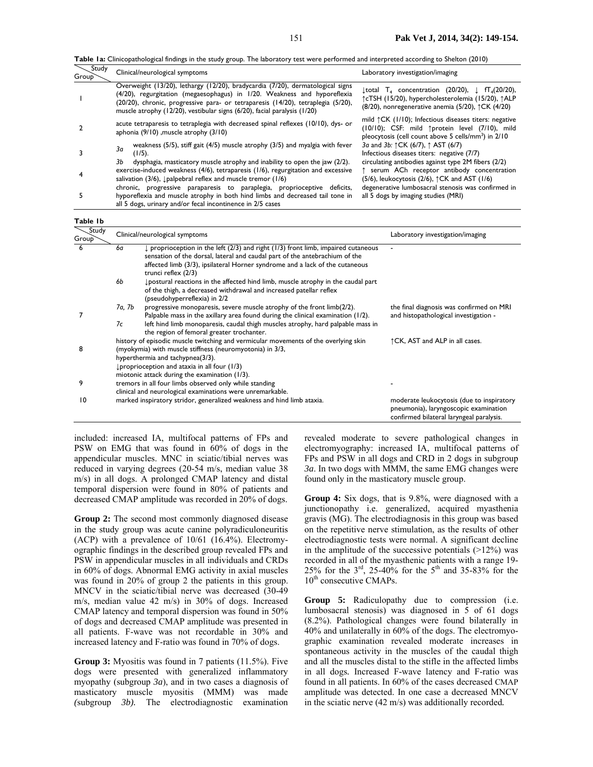**Table 1a:** Clinicopathological findings in the study group. The laboratory test were performed and interpreted according to Shelton (2010)

| Study Group | Clinical/neurological symptoms | Laboratory investigation/imaging |
|---|---|---|
| 1 | Overweight (13/20), lethargy (12/20), bradycardia (7/20), dermatological signs (4/20), regurgitation (megaesophagus) in 1/20. Weakness and hyporeflexia (20/20), chronic, progressive para- or tetraparesis (14/20), tetraplegia (5/20), muscle atrophy (12/20), vestibular signs (6/20), facial paralysis (1/20) | ↓total $T_4$ concentration (20/20), ↓ $fT_4$(20/20), ↑cTSH (15/20), hypercholesterolemia (15/20), ↑ALP (8/20), nonregenerative anemia (5/20), ↑CK (4/20) |
| 2 | acute tetraparesis to tetraplegia with decreased spinal reflexes (10/10), dys- or aphonia (9/10) ,muscle atrophy (3/10) | mild ↑CK (1/10); Infectious diseases titers: negative (10/10); CSF: mild ↑protein level (7/10), mild pleocytosis (cell count above 5 cells/mm$^3$) in 2/10 |
| 3 | *3a* weakness (5/5), stiff gait (4/5) muscle atrophy (3/5) and myalgia with fever (1/5).<br>*3b* dysphagia, masticatory muscle atrophy and inability to open the jaw (2/2). | *3a* and *3b:* ↑CK (6/7), ↑ AST (6/7)<br>Infectious diseases titers: negative (7/7)<br>circulating antibodies against type 2M fibers (2/2) |
| 4 | exercise-induced weakness (4/6), tetraparesis (1/6), regurgitation and excessive salivation (3/6), ↓palpebral reflex and muscle tremor (1/6) | ↑ serum ACh receptor antibody concentration (5/6), leukocytosis (2/6), ↑CK and AST (1/6) |
| 5 | chronic, progressive paraparesis to paraplegia, proprioceptive deficits, hyporeflexia and muscle atrophy in both hind limbs and decreased tail tone in all 5 dogs, urinary and/or fecal incontinence in 2/5 cases | degenerative lumbosacral stenosis was confirmed in all 5 dogs by imaging studies (MRI) |

**Table 1b**

| Study Group | Clinical/neurological symptoms | Laboratory investigation/imaging |
|---|---|---|
| 6 | *6a* ↓ proprioception in the left (2/3) and right (1/3) front limb, impaired cutaneous sensation of the dorsal, lateral and caudal part of the antebrachium of the affected limb (3/3), ipsilateral Horner syndrome and a lack of the cutaneous trunci reflex (2/3)<br>*6b* ↓postural reactions in the affected hind limb, muscle atrophy in the caudal part of the thigh, a decreased withdrawal and increased patellar reflex (pseudohyperreflexia) in 2/2 | - |
| 7 | *7a, 7b* progressive monoparesis, severe muscle atrophy of the front limb(2/2). Palpable mass in the axillary area found during the clinical examination (1/2).<br>*7c* left hind limb monoparesis, caudal thigh muscles atrophy, hard palpable mass in the region of femoral greater trochanter. | the final diagnosis was confirmed on MRI and histopathological investigation - |
| 8 | history of episodic muscle twitching and vermicular movements of the overlying skin (myokymia) with muscle stiffness (neuromyotonia) in 3/3,<br>hyperthermia and tachypnea(3/3).<br>↓proprioception and ataxia in all four (1/3)<br>miotonic attack during the examination (1/3). | ↑CK, AST and ALP in all cases. |
| 9 | tremors in all four limbs observed only while standing<br>clinical and neurological examinations were unremarkable. | - |
| 10 | marked inspiratory stridor, generalized weakness and hind limb ataxia. | moderate leukocytosis (due to inspiratory pneumonia), laryngoscopic examination confirmed bilateral laryngeal paralysis. |

included: increased IA, multifocal patterns of FPs and PSW on EMG that was found in 60% of dogs in the appendicular muscles. MNC in sciatic/tibial nerves was reduced in varying degrees (20-54 m/s, median value 38 m/s) in all dogs. A prolonged CMAP latency and distal temporal dispersion were found in 80% of patients and decreased CMAP amplitude was recorded in 20% of dogs.

**Group 2:** The second most commonly diagnosed disease in the study group was acute canine polyradiculoneuritis (ACP) with a prevalence of 10/61 (16.4%). Electromyographic findings in the described group revealed FPs and PSW in appendicular muscles in all individuals and CRDs in 60% of dogs. Abnormal EMG activity in axial muscles was found in 20% of group 2 the patients in this group. MNCV in the sciatic/tibial nerve was decreased (30-49 m/s, median value 42 m/s) in 30% of dogs. Increased CMAP latency and temporal dispersion was found in 50% of dogs and decreased CMAP amplitude was presented in all patients. F-wave was not recordable in 30% and increased latency and F-ratio was found in 70% of dogs.

**Group 3:** Myositis was found in 7 patients (11.5%). Five dogs were presented with generalized inflammatory myopathy (subgroup *3a*), and in two cases a diagnosis of masticatory muscle myositis (MMM) was made (subgroup *3b).* The electrodiagnostic examination revealed moderate to severe pathological changes in electromyography: increased IA, multifocal patterns of FPs and PSW in all dogs and CRD in 2 dogs in subgroup *3a*. In two dogs with MMM, the same EMG changes were found only in the masticatory muscle group.

**Group 4:** Six dogs, that is 9.8%, were diagnosed with a junctionopathy i.e. generalized, acquired myasthenia gravis (MG). The electrodiagnosis in this group was based on the repetitive nerve stimulation, as the results of other electrodiagnostic tests were normal. A significant decline in the amplitude of the successive potentials (>12%) was recorded in all of the myasthenic patients with a range 19-25% for the 3$^{rd}$, 25-40% for the 5$^{th}$ and 35-83% for the 10$^{th}$ consecutive CMAPs.

**Group 5:** Radiculopathy due to compression (i.e. lumbosacral stenosis) was diagnosed in 5 of 61 dogs (8.2%). Pathological changes were found bilaterally in 40% and unilaterally in 60% of the dogs. The electromyographic examination revealed moderate increases in spontaneous activity in the muscles of the caudal thigh and all the muscles distal to the stifle in the affected limbs in all dogs. Increased F-wave latency and F-ratio was found in all patients. In 60% of the cases decreased CMAP amplitude was detected. In one case a decreased MNCV in the sciatic nerve (42 m/s) was additionally recorded.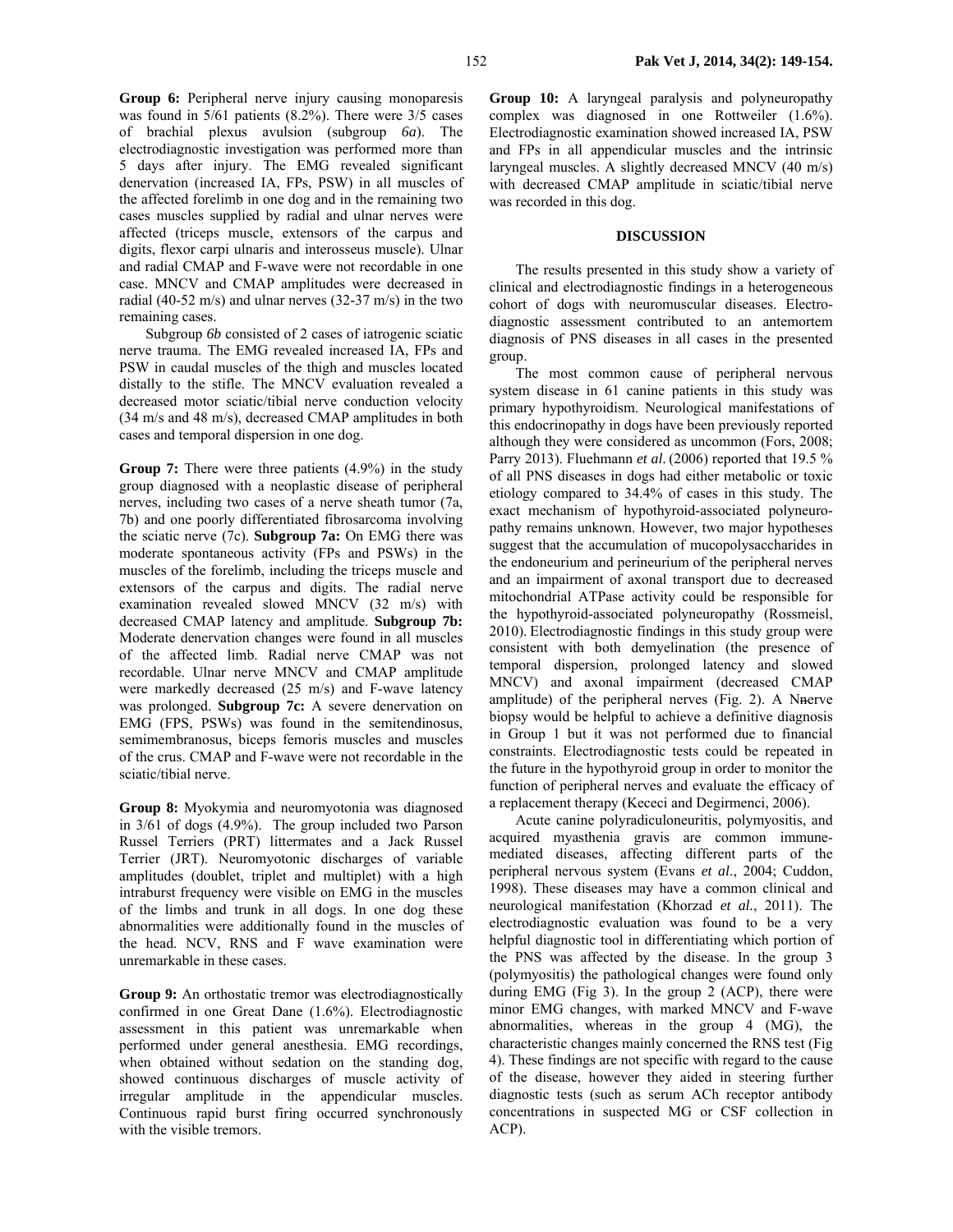**Group 6:** Peripheral nerve injury causing monoparesis was found in 5/61 patients (8.2%). There were 3/5 cases of brachial plexus avulsion (subgroup *6a*). The electrodiagnostic investigation was performed more than 5 days after injury. The EMG revealed significant denervation (increased IA, FPs, PSW) in all muscles of the affected forelimb in one dog and in the remaining two cases muscles supplied by radial and ulnar nerves were affected (triceps muscle, extensors of the carpus and digits, flexor carpi ulnaris and interosseus muscle). Ulnar and radial CMAP and F-wave were not recordable in one case. MNCV and CMAP amplitudes were decreased in radial (40-52 m/s) and ulnar nerves (32-37 m/s) in the two remaining cases.

Subgroup *6b* consisted of 2 cases of iatrogenic sciatic nerve trauma. The EMG revealed increased IA, FPs and PSW in caudal muscles of the thigh and muscles located distally to the stifle. The MNCV evaluation revealed a decreased motor sciatic/tibial nerve conduction velocity (34 m/s and 48 m/s), decreased CMAP amplitudes in both cases and temporal dispersion in one dog.

**Group 7:** There were three patients (4.9%) in the study group diagnosed with a neoplastic disease of peripheral nerves, including two cases of a nerve sheath tumor (7a, 7b) and one poorly differentiated fibrosarcoma involving the sciatic nerve (7c). **Subgroup 7a:** On EMG there was moderate spontaneous activity (FPs and PSWs) in the muscles of the forelimb, including the triceps muscle and extensors of the carpus and digits. The radial nerve examination revealed slowed MNCV (32 m/s) with decreased CMAP latency and amplitude. **Subgroup 7b:** Moderate denervation changes were found in all muscles of the affected limb. Radial nerve CMAP was not recordable. Ulnar nerve MNCV and CMAP amplitude were markedly decreased (25 m/s) and F-wave latency was prolonged. **Subgroup 7c:** A severe denervation on EMG (FPS, PSWs) was found in the semitendinosus, semimembranosus, biceps femoris muscles and muscles of the crus. CMAP and F-wave were not recordable in the sciatic/tibial nerve.

**Group 8:** Myokymia and neuromyotonia was diagnosed in 3/61 of dogs (4.9%). The group included two Parson Russel Terriers (PRT) littermates and a Jack Russel Terrier (JRT). Neuromyotonic discharges of variable amplitudes (doublet, triplet and multiplet) with a high intraburst frequency were visible on EMG in the muscles of the limbs and trunk in all dogs. In one dog these abnormalities were additionally found in the muscles of the head. NCV, RNS and F wave examination were unremarkable in these cases.

**Group 9:** An orthostatic tremor was electrodiagnostically confirmed in one Great Dane (1.6%). Electrodiagnostic assessment in this patient was unremarkable when performed under general anesthesia. EMG recordings, when obtained without sedation on the standing dog, showed continuous discharges of muscle activity of irregular amplitude in the appendicular muscles. Continuous rapid burst firing occurred synchronously with the visible tremors.

**Group 10:** A laryngeal paralysis and polyneuropathy complex was diagnosed in one Rottweiler (1.6%). Electrodiagnostic examination showed increased IA, PSW and FPs in all appendicular muscles and the intrinsic laryngeal muscles. A slightly decreased MNCV (40 m/s) with decreased CMAP amplitude in sciatic/tibial nerve was recorded in this dog.

## DISCUSSION

The results presented in this study show a variety of clinical and electrodiagnostic findings in a heterogeneous cohort of dogs with neuromuscular diseases. Electrodiagnostic assessment contributed to an antemortem diagnosis of PNS diseases in all cases in the presented group.

The most common cause of peripheral nervous system disease in 61 canine patients in this study was primary hypothyroidism. Neurological manifestations of this endocrinopathy in dogs have been previously reported although they were considered as uncommon (Fors, 2008; Parry 2013). Fluehmann *et al*. (2006) reported that 19.5 % of all PNS diseases in dogs had either metabolic or toxic etiology compared to 34.4% of cases in this study. The exact mechanism of hypothyroid-associated polyneuropathy remains unknown. However, two major hypotheses suggest that the accumulation of mucopolysaccharides in the endoneurium and perineurium of the peripheral nerves and an impairment of axonal transport due to decreased mitochondrial ATPase activity could be responsible for the hypothyroid-associated polyneuropathy (Rossmeisl, 2010). Electrodiagnostic findings in this study group were consistent with both demyelination (the presence of temporal dispersion, prolonged latency and slowed MNCV) and axonal impairment (decreased CMAP amplitude) of the peripheral nerves (Fig. 2). A Nnerve biopsy would be helpful to achieve a definitive diagnosis in Group 1 but it was not performed due to financial constraints. Electrodiagnostic tests could be repeated in the future in the hypothyroid group in order to monitor the function of peripheral nerves and evaluate the efficacy of a replacement therapy (Kececi and Degirmenci, 2006).

Acute canine polyradiculoneuritis, polymyositis, and acquired myasthenia gravis are common immune-mediated diseases, affecting different parts of the peripheral nervous system (Evans *et al*., 2004; Cuddon, 1998). These diseases may have a common clinical and neurological manifestation (Khorzad *et al.*, 2011). The electrodiagnostic evaluation was found to be a very helpful diagnostic tool in differentiating which portion of the PNS was affected by the disease. In the group 3 (polymyositis) the pathological changes were found only during EMG (Fig 3). In the group 2 (ACP), there were minor EMG changes, with marked MNCV and F-wave abnormalities, whereas in the group 4 (MG), the characteristic changes mainly concerned the RNS test (Fig 4). These findings are not specific with regard to the cause of the disease, however they aided in steering further diagnostic tests (such as serum ACh receptor antibody concentrations in suspected MG or CSF collection in ACP).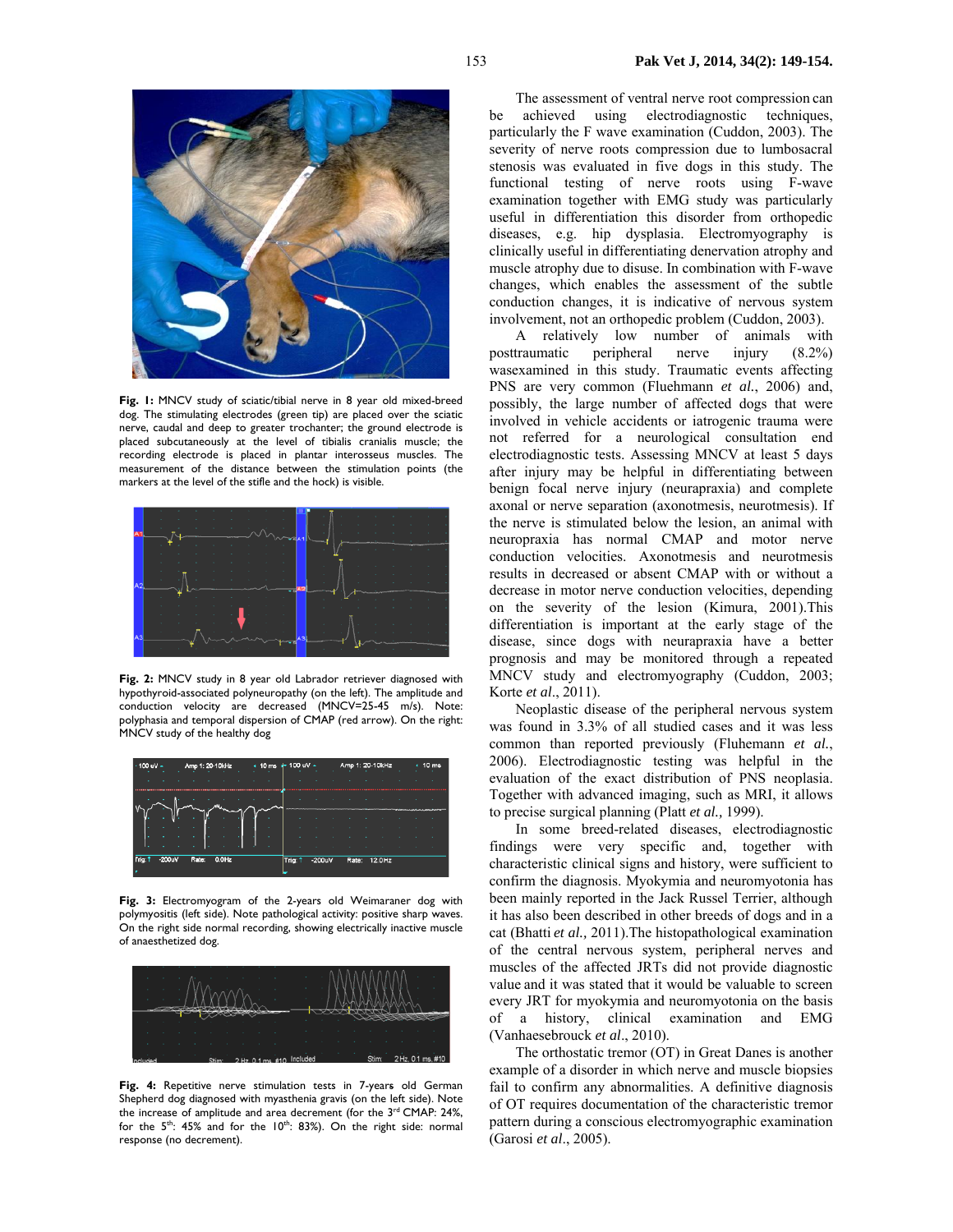Fig. 1: MNCV study of sciatic/tibial nerve in 8 year old mixed-breed dog. The stimulating electrodes (green tip) are placed over the sciatic nerve, caudal and deep to greater trochanter; the ground electrode is placed subcutaneously at the level of tibialis cranialis muscle; the recording electrode is placed in plantar interosseus muscles. The measurement of the distance between the stimulation points (the markers at the level of the stifle and the hock) is visible.

Fig. 2: MNCV study in 8 year old Labrador retriever diagnosed with hypothyroid-associated polyneuropathy (on the left). The amplitude and conduction velocity are decreased (MNCV=25-45 m/s). Note: polyphasia and temporal dispersion of CMAP (red arrow). On the right: MNCV study of the healthy dog

Fig. 3: Electromyogram of the 2-years old Weimaraner dog with polymyositis (left side). Note pathological activity: positive sharp waves. On the right side normal recording, showing electrically inactive muscle of anaesthetized dog.

Fig. 4: Repetitive nerve stimulation tests in 7-years old German Shepherd dog diagnosed with myasthenia gravis (on the left side). Note the increase of amplitude and area decrement (for the 3rd CMAP: 24%, for the 5th: 45% and for the 10th: 83%). On the right side: normal response (no decrement).

The assessment of ventral nerve root compression can be achieved using electrodiagnostic techniques, particularly the F wave examination (Cuddon, 2003). The severity of nerve roots compression due to lumbosacral stenosis was evaluated in five dogs in this study. The functional testing of nerve roots using F-wave examination together with EMG study was particularly useful in differentiation this disorder from orthopedic diseases, e.g. hip dysplasia. Electromyography is clinically useful in differentiating denervation atrophy and muscle atrophy due to disuse. In combination with F-wave changes, which enables the assessment of the subtle conduction changes, it is indicative of nervous system involvement, not an orthopedic problem (Cuddon, 2003).

A relatively low number of animals with posttraumatic peripheral nerve injury (8.2%) wasexamined in this study. Traumatic events affecting PNS are very common (Fluehmann *et al.*, 2006) and, possibly, the large number of affected dogs that were involved in vehicle accidents or iatrogenic trauma were not referred for a neurological consultation end electrodiagnostic tests. Assessing MNCV at least 5 days after injury may be helpful in differentiating between benign focal nerve injury (neurapraxia) and complete axonal or nerve separation (axonotmesis, neurotmesis). If the nerve is stimulated below the lesion, an animal with neuropraxia has normal CMAP and motor nerve conduction velocities. Axonotmesis and neurotmesis results in decreased or absent CMAP with or without a decrease in motor nerve conduction velocities, depending on the severity of the lesion (Kimura, 2001).This differentiation is important at the early stage of the disease, since dogs with neurapraxia have a better prognosis and may be monitored through a repeated MNCV study and electromyography (Cuddon, 2003; Korte *et al*., 2011).

Neoplastic disease of the peripheral nervous system was found in 3.3% of all studied cases and it was less common than reported previously (Fluhemann *et al.*, 2006). Electrodiagnostic testing was helpful in the evaluation of the exact distribution of PNS neoplasia. Together with advanced imaging, such as MRI, it allows to precise surgical planning (Platt *et al.,* 1999).

In some breed-related diseases, electrodiagnostic findings were very specific and, together with characteristic clinical signs and history, were sufficient to confirm the diagnosis. Myokymia and neuromyotonia has been mainly reported in the Jack Russel Terrier, although it has also been described in other breeds of dogs and in a cat (Bhatti *et al.,* 2011).The histopathological examination of the central nervous system, peripheral nerves and muscles of the affected JRTs did not provide diagnostic value and it was stated that it would be valuable to screen every JRT for myokymia and neuromyotonia on the basis of a history, clinical examination and EMG (Vanhaesebrouck *et al*., 2010).

The orthostatic tremor (OT) in Great Danes is another example of a disorder in which nerve and muscle biopsies fail to confirm any abnormalities. A definitive diagnosis of OT requires documentation of the characteristic tremor pattern during a conscious electromyographic examination (Garosi *et al*., 2005).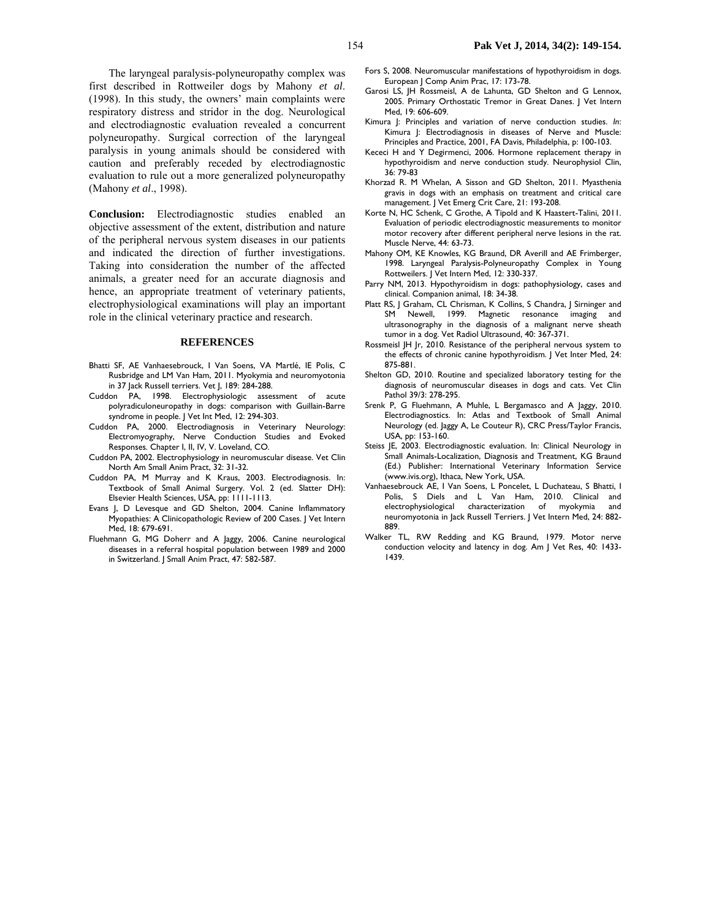The laryngeal paralysis-polyneuropathy complex was first described in Rottweiler dogs by Mahony *et al*. (1998). In this study, the owners' main complaints were respiratory distress and stridor in the dog. Neurological and electrodiagnostic evaluation revealed a concurrent polyneuropathy. Surgical correction of the laryngeal paralysis in young animals should be considered with caution and preferably receded by electrodiagnostic evaluation to rule out a more generalized polyneuropathy (Mahony *et al*., 1998).

**Conclusion:** Electrodiagnostic studies enabled an objective assessment of the extent, distribution and nature of the peripheral nervous system diseases in our patients and indicated the direction of further investigations. Taking into consideration the number of the affected animals, a greater need for an accurate diagnosis and hence, an appropriate treatment of veterinary patients, electrophysiological examinations will play an important role in the clinical veterinary practice and research.

## REFERENCES

Bhatti SF, AE Vanhaesebrouck, I Van Soens, VA Martlé, IE Polis, C Rusbridge and LM Van Ham, 2011. Myokymia and neuromyotonia in 37 Jack Russell terriers. Vet J, 189: 284-288.

Cuddon PA, 1998. Electrophysiologic assessment of acute polyradiculoneuropathy in dogs: comparison with Guillain-Barre syndrome in people. J Vet Int Med, 12: 294-303.

Cuddon PA, 2000. Electrodiagnosis in Veterinary Neurology: Electromyography, Nerve Conduction Studies and Evoked Responses. Chapter I, II, IV, V. Loveland, CO.

Cuddon PA, 2002. Electrophysiology in neuromuscular disease. Vet Clin North Am Small Anim Pract, 32: 31-32.

Cuddon PA, M Murray and K Kraus, 2003. Electrodiagnosis. In: Textbook of Small Animal Surgery. Vol. 2 (ed. Slatter DH): Elsevier Health Sciences, USA, pp: 1111-1113.

Evans J, D Levesque and GD Shelton, 2004. Canine Inflammatory Myopathies: A Clinicopathologic Review of 200 Cases. J Vet Intern Med, 18: 679-691.

Fluehmann G, MG Doherr and A Jaggy, 2006. Canine neurological diseases in a referral hospital population between 1989 and 2000 in Switzerland. J Small Anim Pract, 47: 582-587.

Fors S, 2008. Neuromuscular manifestations of hypothyroidism in dogs. European J Comp Anim Prac, 17: 173-78.

Garosi LS, JH Rossmeisl, A de Lahunta, GD Shelton and G Lennox, 2005. Primary Orthostatic Tremor in Great Danes. J Vet Intern Med, 19: 606-609.

Kimura J: Principles and variation of nerve conduction studies. *In*: Kimura J: Electrodiagnosis in diseases of Nerve and Muscle: Principles and Practice, 2001, FA Davis, Philadelphia, p: 100-103.

Kececi H and Y Degirmenci, 2006. Hormone replacement therapy in hypothyroidism and nerve conduction study. Neurophysiol Clin, 36: 79-83

Khorzad R. M Whelan, A Sisson and GD Shelton, 2011. Myasthenia gravis in dogs with an emphasis on treatment and critical care management. J Vet Emerg Crit Care, 21: 193-208.

Korte N, HC Schenk, C Grothe, A Tipold and K Haastert-Talini, 2011. Evaluation of periodic electrodiagnostic measurements to monitor motor recovery after different peripheral nerve lesions in the rat. Muscle Nerve, 44: 63-73.

Mahony OM, KE Knowles, KG Braund, DR Averill and AE Frimberger, 1998. Laryngeal Paralysis-Polyneuropathy Complex in Young Rottweilers. J Vet Intern Med, 12: 330-337.

Parry NM, 2013. Hypothyroidism in dogs: pathophysiology, cases and clinical. Companion animal, 18: 34-38.

Platt RS, J Graham, CL Chrisman, K Collins, S Chandra, J Sirninger and SM Newell, 1999. Magnetic resonance imaging and ultrasonography in the diagnosis of a malignant nerve sheath tumor in a dog. Vet Radiol Ultrasound, 40: 367-371.

Rossmeisl JH Jr, 2010. Resistance of the peripheral nervous system to the effects of chronic canine hypothyroidism. J Vet Inter Med, 24: 875-881.

Shelton GD, 2010. Routine and specialized laboratory testing for the diagnosis of neuromuscular diseases in dogs and cats. Vet Clin Pathol 39/3: 278-295.

Srenk P, G Fluehmann, A Muhle, L Bergamasco and A Jaggy, 2010. Electrodiagnostics. In: Atlas and Textbook of Small Animal Neurology (ed. Jaggy A, Le Couteur R), CRC Press/Taylor Francis, USA, pp: 153-160.

Steiss JE, 2003. Electrodiagnostic evaluation. In: Clinical Neurology in Small Animals-Localization, Diagnosis and Treatment, KG Braund (Ed.) Publisher: International Veterinary Information Service (www.ivis.org), Ithaca, New York, USA.

Vanhaesebrouck AE, I Van Soens, L Poncelet, L Duchateau, S Bhatti, I Polis, S Diels and L Van Ham, 2010. Clinical and electrophysiological characterization of myokymia and neuromyotonia in Jack Russell Terriers. J Vet Intern Med, 24: 882-889.

Walker TL, RW Redding and KG Braund, 1979. Motor nerve conduction velocity and latency in dog. Am J Vet Res, 40: 1433-1439.